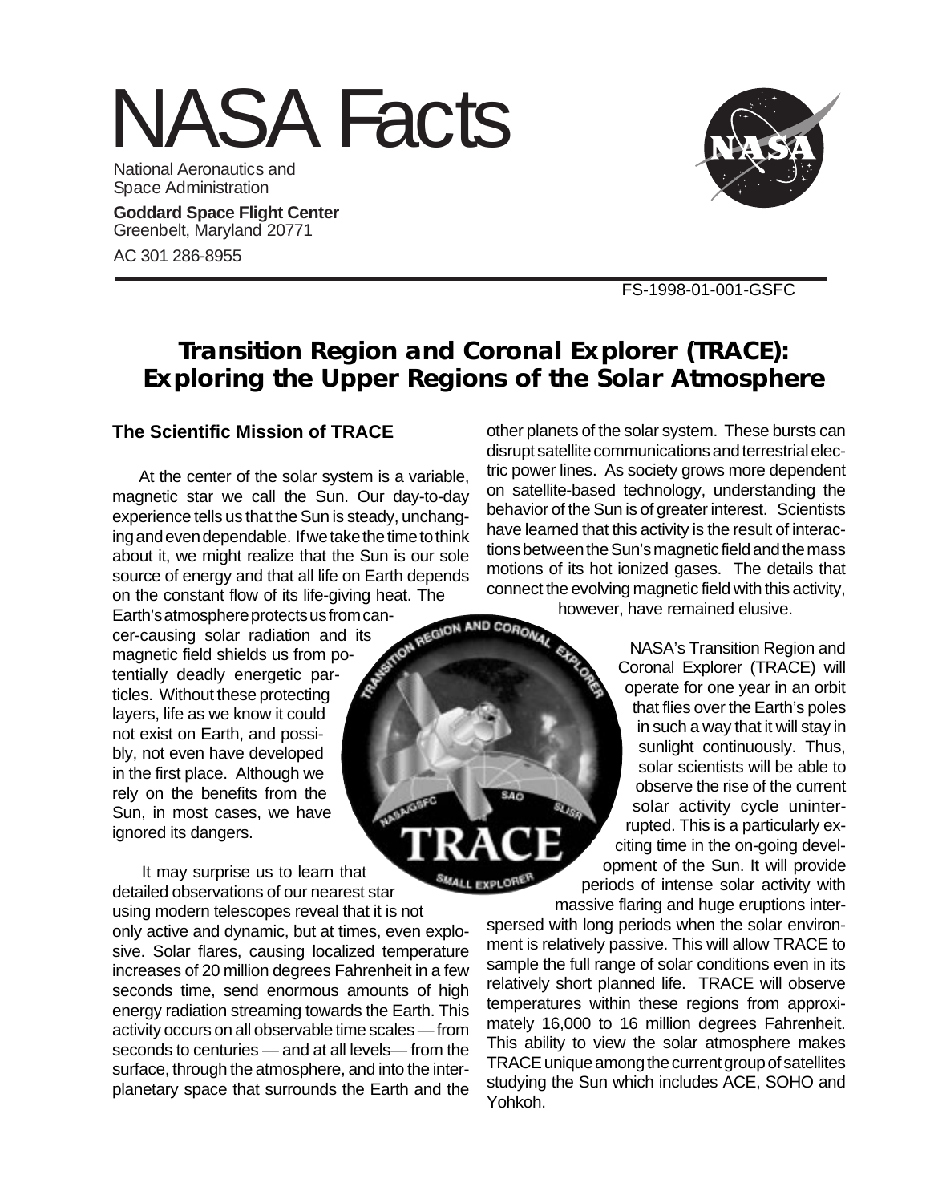# NASA Facts

National Aeronautics and Space Administration

**Goddard Space Flight Center**
Greenbelt, Maryland 20771

AC 301 286-8955

FS-1998-01-001-GSFC

## Transition Region and Coronal Explorer (TRACE): Exploring the Upper Regions of the Solar Atmosphere

### The Scientific Mission of TRACE

At the center of the solar system is a variable, magnetic star we call the Sun. Our day-to-day experience tells us that the Sun is steady, unchanging and even dependable. If we take the time to think about it, we might realize that the Sun is our sole source of energy and that all life on Earth depends on the constant flow of its life-giving heat. The Earth's atmosphere protects us from cancer-causing solar radiation and its magnetic field shields us from potentially deadly energetic particles. Without these protecting layers, life as we know it could not exist on Earth, and possibly, not even have developed in the first place. Although we rely on the benefits from the Sun, in most cases, we have ignored its dangers.

It may surprise us to learn that detailed observations of our nearest star using modern telescopes reveal that it is not only active and dynamic, but at times, even explosive. Solar flares, causing localized temperature increases of 20 million degrees Fahrenheit in a few seconds time, send enormous amounts of high energy radiation streaming towards the Earth. This activity occurs on all observable time scales — from seconds to centuries — and at all levels— from the surface, through the atmosphere, and into the interplanetary space that surrounds the Earth and the other planets of the solar system. These bursts can disrupt satellite communications and terrestrial electric power lines. As society grows more dependent on satellite-based technology, understanding the behavior of the Sun is of greater interest. Scientists have learned that this activity is the result of interactions between the Sun's magnetic field and the mass motions of its hot ionized gases. The details that connect the evolving magnetic field with this activity, however, have remained elusive.

NASA's Transition Region and Coronal Explorer (TRACE) will operate for one year in an orbit that flies over the Earth's poles in such a way that it will stay in sunlight continuously. Thus, solar scientists will be able to observe the rise of the current solar activity cycle uninterrupted. This is a particularly exciting time in the on-going development of the Sun. It will provide periods of intense solar activity with massive flaring and huge eruptions interspersed with long periods when the solar environment is relatively passive. This will allow TRACE to sample the full range of solar conditions even in its relatively short planned life. TRACE will observe temperatures within these regions from approximately 16,000 to 16 million degrees Fahrenheit. This ability to view the solar atmosphere makes TRACE unique among the current group of satellites studying the Sun which includes ACE, SOHO and Yohkoh.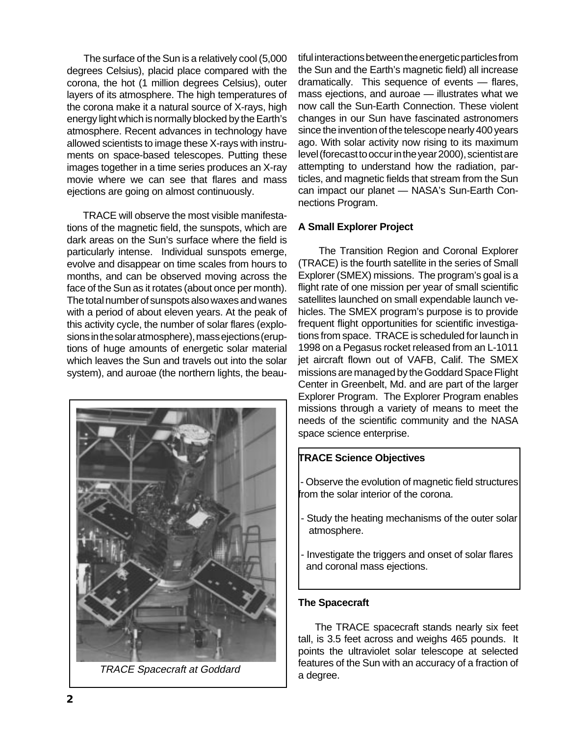The surface of the Sun is a relatively cool (5,000 degrees Celsius), placid place compared with the corona, the hot (1 million degrees Celsius), outer layers of its atmosphere. The high temperatures of the corona make it a natural source of X-rays, high energy light which is normally blocked by the Earth's atmosphere. Recent advances in technology have allowed scientists to image these X-rays with instruments on space-based telescopes. Putting these images together in a time series produces an X-ray movie where we can see that flares and mass ejections are going on almost continuously.

TRACE will observe the most visible manifestations of the magnetic field, the sunspots, which are dark areas on the Sun's surface where the field is particularly intense. Individual sunspots emerge, evolve and disappear on time scales from hours to months, and can be observed moving across the face of the Sun as it rotates (about once per month). The total number of sunspots also waxes and wanes with a period of about eleven years. At the peak of this activity cycle, the number of solar flares (explosions in the solar atmosphere), mass ejections (eruptions of huge amounts of energetic solar material which leaves the Sun and travels out into the solar system), and auroae (the northern lights, the beautiful interactions between the energetic particles from the Sun and the Earth's magnetic field) all increase dramatically. This sequence of events — flares, mass ejections, and auroae — illustrates what we now call the Sun-Earth Connection. These violent changes in our Sun have fascinated astronomers since the invention of the telescope nearly 400 years ago. With solar activity now rising to its maximum level (forecast to occur in the year 2000), scientist are attempting to understand how the radiation, particles, and magnetic fields that stream from the Sun can impact our planet — NASA's Sun-Earth Connections Program.

*TRACE Spacecraft at Goddard*

**A Small Explorer Project**

The Transition Region and Coronal Explorer (TRACE) is the fourth satellite in the series of Small Explorer (SMEX) missions. The program's goal is a flight rate of one mission per year of small scientific satellites launched on small expendable launch vehicles. The SMEX program's purpose is to provide frequent flight opportunities for scientific investigations from space. TRACE is scheduled for launch in 1998 on a Pegasus rocket released from an L-1011 jet aircraft flown out of VAFB, Calif. The SMEX missions are managed by the Goddard Space Flight Center in Greenbelt, Md. and are part of the larger Explorer Program. The Explorer Program enables missions through a variety of means to meet the needs of the scientific community and the NASA space science enterprise.

**TRACE Science Objectives**

- Observe the evolution of magnetic field structures from the solar interior of the corona.
- Study the heating mechanisms of the outer solar atmosphere.
- Investigate the triggers and onset of solar flares and coronal mass ejections.

**The Spacecraft**

The TRACE spacecraft stands nearly six feet tall, is 3.5 feet across and weighs 465 pounds. It points the ultraviolet solar telescope at selected features of the Sun with an accuracy of a fraction of a degree.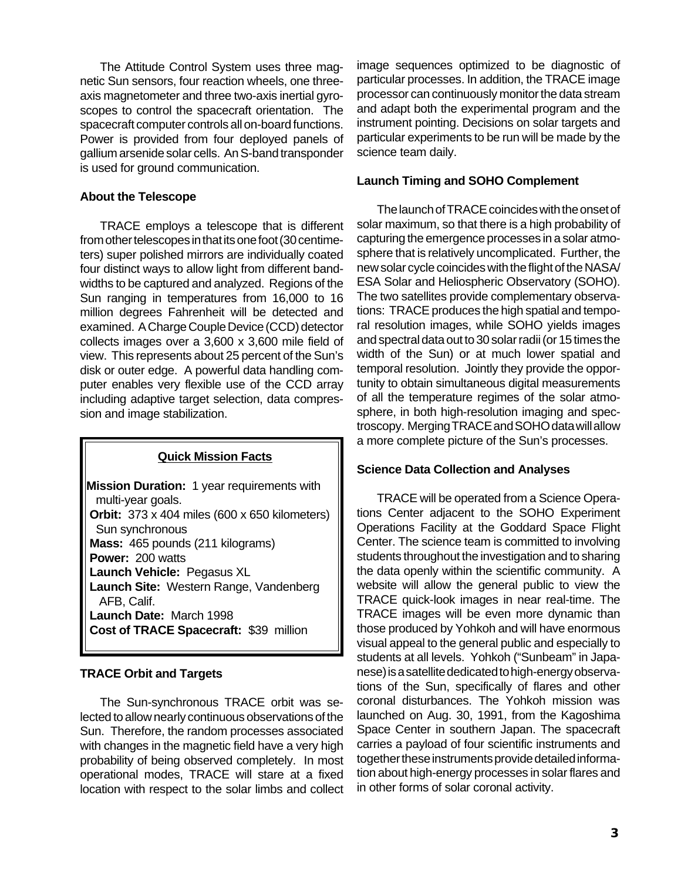The Attitude Control System uses three magnetic Sun sensors, four reaction wheels, one three-axis magnetometer and three two-axis inertial gyroscopes to control the spacecraft orientation. The spacecraft computer controls all on-board functions. Power is provided from four deployed panels of gallium arsenide solar cells. An S-band transponder is used for ground communication.

### About the Telescope

TRACE employs a telescope that is different from other telescopes in that its one foot (30 centimeters) super polished mirrors are individually coated four distinct ways to allow light from different bandwidths to be captured and analyzed. Regions of the Sun ranging in temperatures from 16,000 to 16 million degrees Fahrenheit will be detected and examined. A Charge Couple Device (CCD) detector collects images over a 3,600 x 3,600 mile field of view. This represents about 25 percent of the Sun's disk or outer edge. A powerful data handling computer enables very flexible use of the CCD array including adaptive target selection, data compression and image stabilization.

> **Quick Mission Facts**
>
> **Mission Duration:** 1 year requirements with multi-year goals.
> **Orbit:** 373 x 404 miles (600 x 650 kilometers) Sun synchronous
> **Mass:** 465 pounds (211 kilograms)
> **Power:** 200 watts
> **Launch Vehicle:** Pegasus XL
> **Launch Site:** Western Range, Vandenberg AFB, Calif.
> **Launch Date:** March 1998
> **Cost of TRACE Spacecraft:** $39 million

### TRACE Orbit and Targets

The Sun-synchronous TRACE orbit was selected to allow nearly continuous observations of the Sun. Therefore, the random processes associated with changes in the magnetic field have a very high probability of being observed completely. In most operational modes, TRACE will stare at a fixed location with respect to the solar limbs and collect image sequences optimized to be diagnostic of particular processes. In addition, the TRACE image processor can continuously monitor the data stream and adapt both the experimental program and the instrument pointing. Decisions on solar targets and particular experiments to be run will be made by the science team daily.

### Launch Timing and SOHO Complement

The launch of TRACE coincides with the onset of solar maximum, so that there is a high probability of capturing the emergence processes in a solar atmosphere that is relatively uncomplicated. Further, the new solar cycle coincides with the flight of the NASA/ESA Solar and Heliospheric Observatory (SOHO). The two satellites provide complementary observations: TRACE produces the high spatial and temporal resolution images, while SOHO yields images and spectral data out to 30 solar radii (or 15 times the width of the Sun) or at much lower spatial and temporal resolution. Jointly they provide the opportunity to obtain simultaneous digital measurements of all the temperature regimes of the solar atmosphere, in both high-resolution imaging and spectroscopy. Merging TRACE and SOHO data will allow a more complete picture of the Sun's processes.

### Science Data Collection and Analyses

TRACE will be operated from a Science Operations Center adjacent to the SOHO Experiment Operations Facility at the Goddard Space Flight Center. The science team is committed to involving students throughout the investigation and to sharing the data openly within the scientific community. A website will allow the general public to view the TRACE quick-look images in near real-time. The TRACE images will be even more dynamic than those produced by Yohkoh and will have enormous visual appeal to the general public and especially to students at all levels. Yohkoh ("Sunbeam" in Japanese) is a satellite dedicated to high-energy observations of the Sun, specifically of flares and other coronal disturbances. The Yohkoh mission was launched on Aug. 30, 1991, from the Kagoshima Space Center in southern Japan. The spacecraft carries a payload of four scientific instruments and together these instruments provide detailed information about high-energy processes in solar flares and in other forms of solar coronal activity.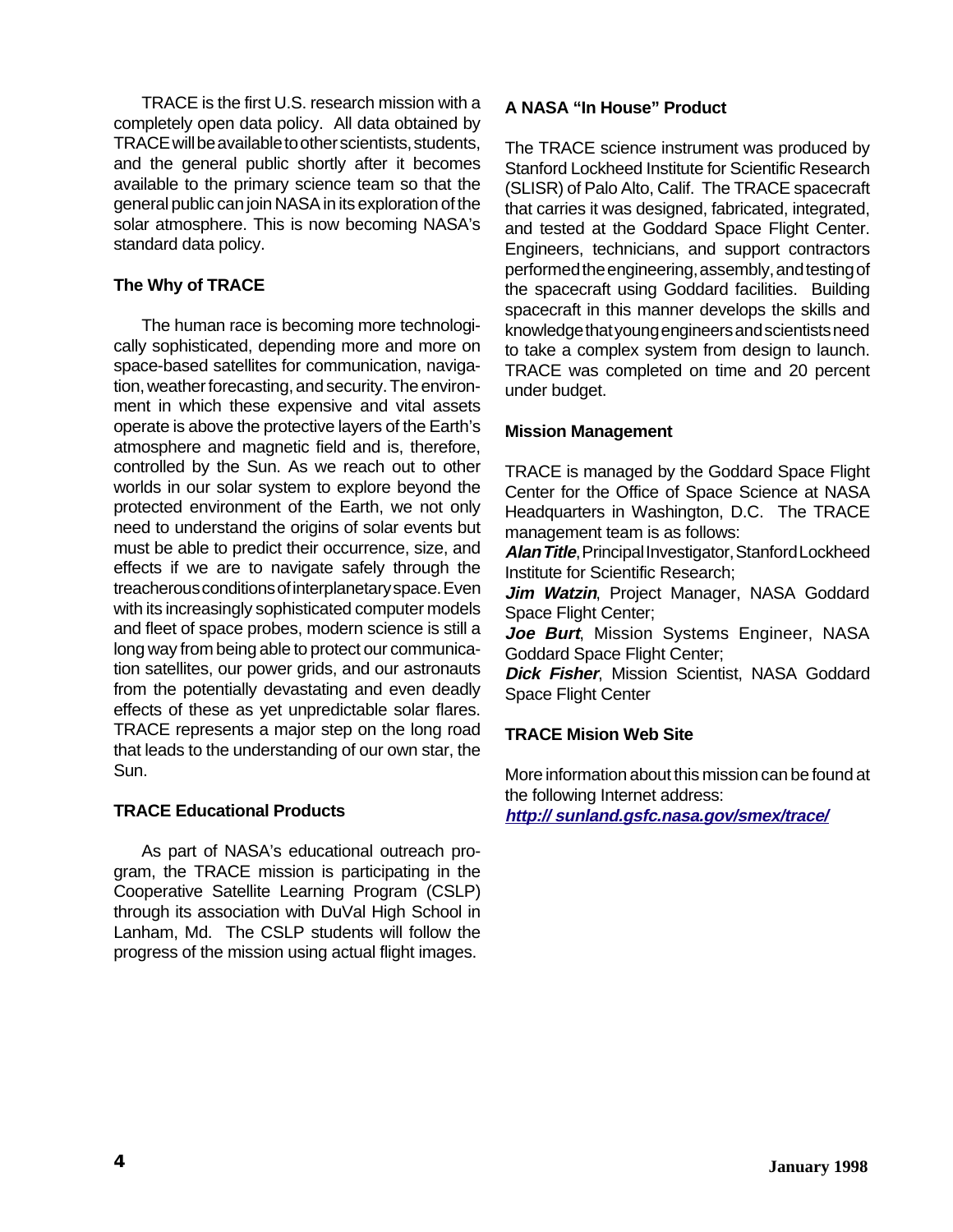TRACE is the first U.S. research mission with a completely open data policy. All data obtained by TRACE will be available to other scientists, students, and the general public shortly after it becomes available to the primary science team so that the general public can join NASA in its exploration of the solar atmosphere. This is now becoming NASA's standard data policy.

### The Why of TRACE

The human race is becoming more technologically sophisticated, depending more and more on space-based satellites for communication, navigation, weather forecasting, and security. The environment in which these expensive and vital assets operate is above the protective layers of the Earth's atmosphere and magnetic field and is, therefore, controlled by the Sun. As we reach out to other worlds in our solar system to explore beyond the protected environment of the Earth, we not only need to understand the origins of solar events but must be able to predict their occurrence, size, and effects if we are to navigate safely through the treacherous conditions of interplanetary space. Even with its increasingly sophisticated computer models and fleet of space probes, modern science is still a long way from being able to protect our communication satellites, our power grids, and our astronauts from the potentially devastating and even deadly effects of these as yet unpredictable solar flares. TRACE represents a major step on the long road that leads to the understanding of our own star, the Sun.

### TRACE Educational Products

As part of NASA's educational outreach program, the TRACE mission is participating in the Cooperative Satellite Learning Program (CSLP) through its association with DuVal High School in Lanham, Md. The CSLP students will follow the progress of the mission using actual flight images.

### A NASA "In House" Product

The TRACE science instrument was produced by Stanford Lockheed Institute for Scientific Research (SLISR) of Palo Alto, Calif. The TRACE spacecraft that carries it was designed, fabricated, integrated, and tested at the Goddard Space Flight Center. Engineers, technicians, and support contractors performed the engineering, assembly, and testing of the spacecraft using Goddard facilities. Building spacecraft in this manner develops the skills and knowledge that young engineers and scientists need to take a complex system from design to launch. TRACE was completed on time and 20 percent under budget.

### Mission Management

TRACE is managed by the Goddard Space Flight Center for the Office of Space Science at NASA Headquarters in Washington, D.C. The TRACE management team is as follows:

***Alan Title***, Principal Investigator, Stanford Lockheed Institute for Scientific Research;
***Jim Watzin***, Project Manager, NASA Goddard Space Flight Center;
***Joe Burt***, Mission Systems Engineer, NASA Goddard Space Flight Center;
***Dick Fisher***, Mission Scientist, NASA Goddard Space Flight Center

### TRACE Mision Web Site

More information about this mission can be found at the following Internet address:
***http:// sunland.gsfc.nasa.gov/smex/trace/***